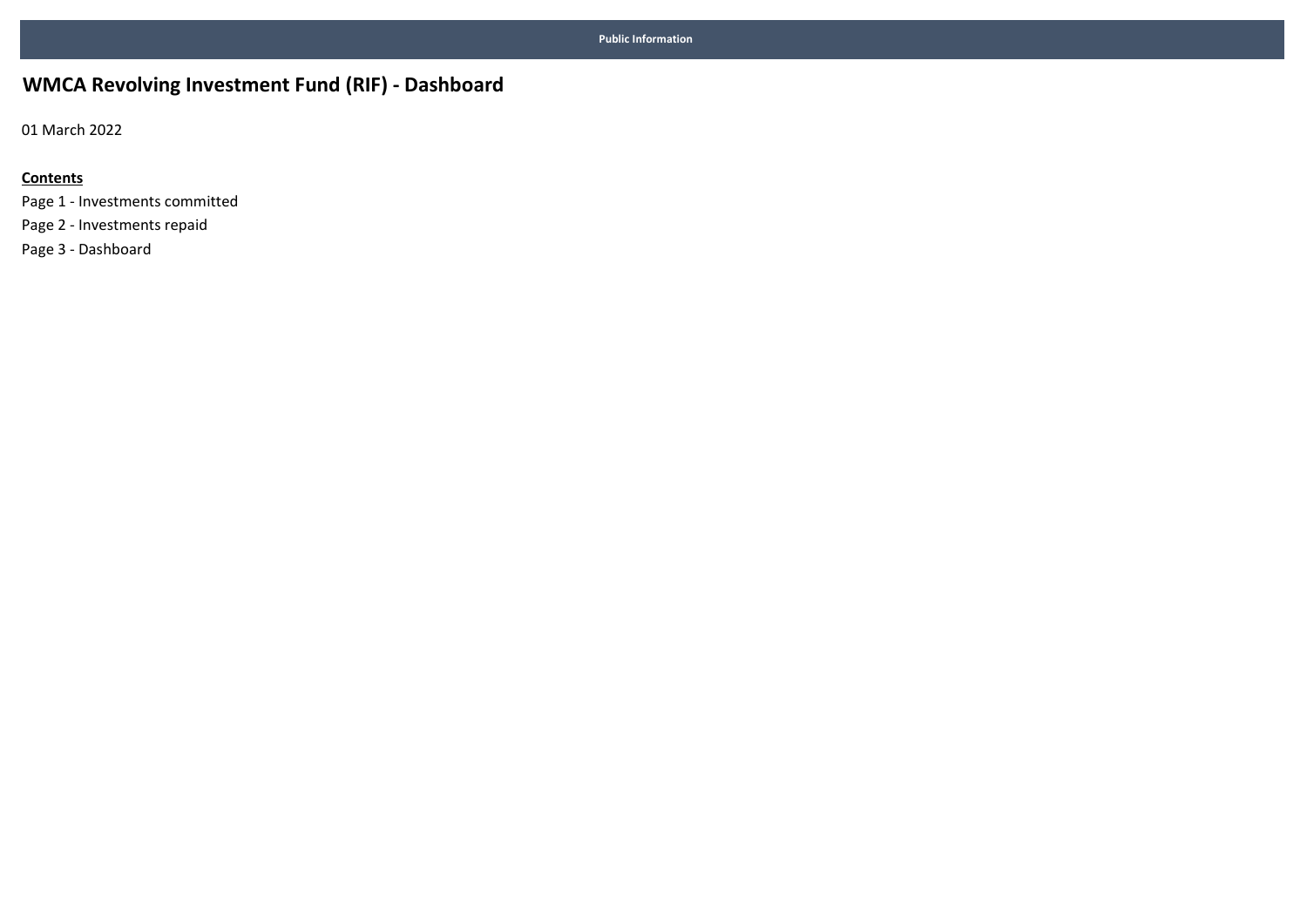Public Information

# WMCA Revolving Investment Fund (RIF) - Dashboard

01 March 2022

**Contents**

Page 1 - Investments committed

Page 2 - Investments repaid

Page 3 - Dashboard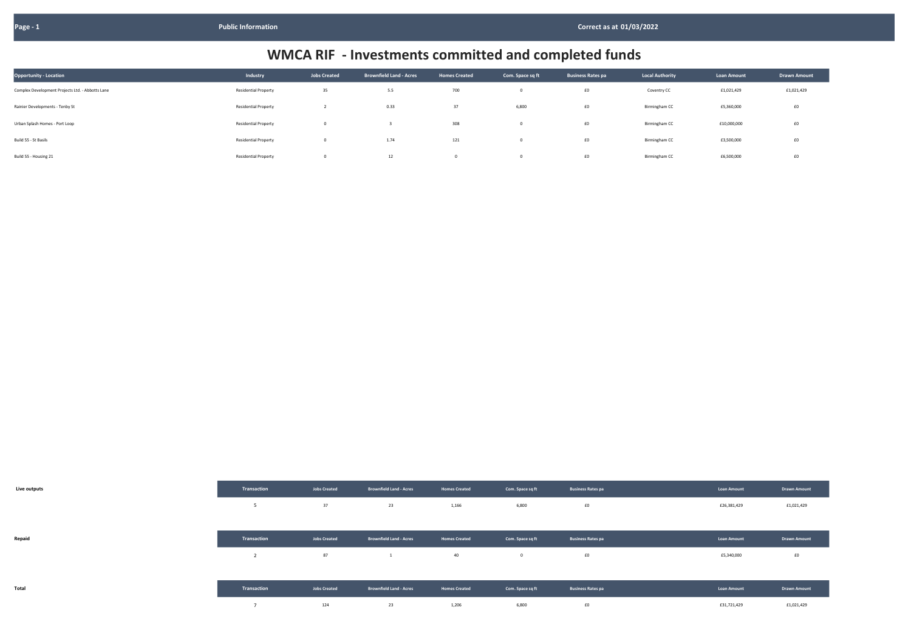# WMCA RIF - Investments committed and completed funds

| Opportunity - Location | Industry | Jobs Created | Brownfield Land - Acres | Homes Created | Com. Space sq ft | Business Rates pa | Local Authority | Loan Amount | Drawn Amount |
|---|---|---|---|---|---|---|---|---|---|
| Complex Development Projects Ltd. - Abbotts Lane | Residential Property | 35 | 5.5 | 700 | 0 | £0 | Coventry CC | £1,021,429 | £1,021,429 |
| Rainier Developments - Tenby St | Residential Property | 2 | 0.33 | 37 | 6,800 | £0 | Birmingham CC | £5,360,000 | £0 |
| Urban Splash Homes - Port Loop | Residential Property | 0 | 3 | 308 | 0 | £0 | Birmingham CC | £10,000,000 | £0 |
| Build 55 - St Basils | Residential Property | 0 | 1.74 | 121 | 0 | £0 | Birmingham CC | £3,500,000 | £0 |
| Build 55 - Housing 21 | Residential Property | 0 | 12 | 0 | 0 | £0 | Birmingham CC | £6,500,000 | £0 |

| | Transaction | Jobs Created | Brownfield Land - Acres | Homes Created | Com. Space sq ft | Business Rates pa | Loan Amount | Drawn Amount |
|---|---|---|---|---|---|---|---|---|
| Live outputs | 5 | 37 | 23 | 1,166 | 6,800 | £0 | £26,381,429 | £1,021,429 |
| Repaid | 2 | 87 | 1 | 40 | 0 | £0 | £5,340,000 | £0 |
| Total | 7 | 124 | 23 | 1,206 | 6,800 | £0 | £31,721,429 | £1,021,429 |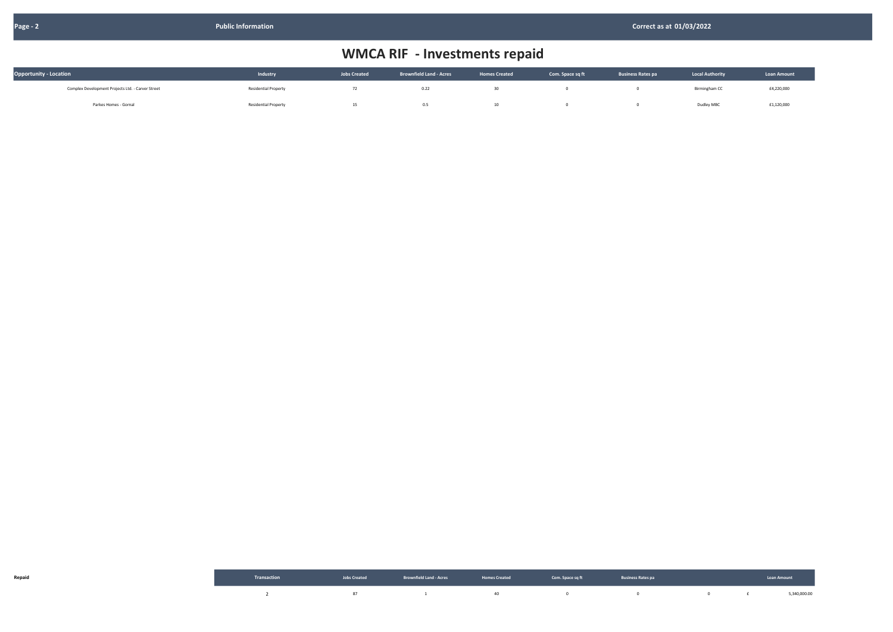# WMCA RIF - Investments repaid

| Opportunity - Location | Industry | Jobs Created | Brownfield Land - Acres | Homes Created | Com. Space sq ft | Business Rates pa | Local Authority | Loan Amount |
|---|---|---|---|---|---|---|---|---|
| Complex Development Projects Ltd. - Carver Street | Residential Property | 72 | 0.22 | 30 | 0 | 0 | Birmingham CC | £4,220,000 |
| Parkes Homes - Gornal | Residential Property | 15 | 0.5 | 10 | 0 | 0 | Dudley MBC | £1,120,000 |

**Repaid**

| Transaction | Jobs Created | Brownfield Land - Acres | Homes Created | Com. Space sq ft | Business Rates pa | | Loan Amount |
|---|---|---|---|---|---|---|---|
| 2 | 87 | 1 | 40 | 0 | 0 | 0 | £ 5,340,000.00 |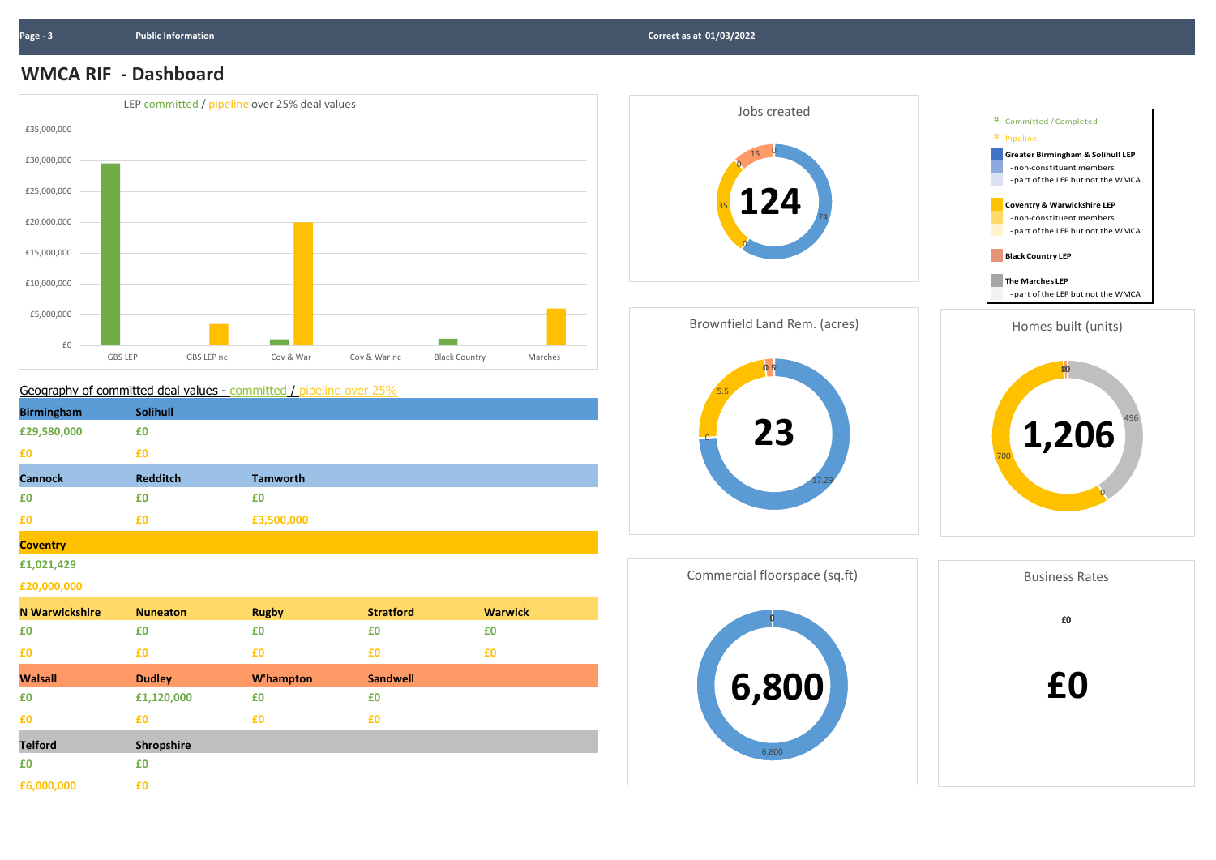Public Information

Correct as at 01/03/2022

# WMCA RIF - Dashboard

LEP committed / pipeline over 25% deal values

£35,000,000
£30,000,000
£25,000,000
£20,000,000
£15,000,000
£10,000,000
£5,000,000
£0

GBS LEP
GBS LEP nc
Cov & War
Cov & War nc
Black Country
Marches

Geography of committed deal values - committed / pipeline over 25%

| | | | | |
|---|---|---|---|---|
| **Birmingham** | **Solihull** | | | |
| £29,580,000 | £0 | | | |
| £0 | £0 | | | |
| **Cannock** | **Redditch** | **Tamworth** | | |
| £0 | £0 | £0 | | |
| £0 | £0 | £3,500,000 | | |
| **Coventry** | | | | |
| £1,021,429 | | | | |
| £20,000,000 | | | | |
| **N Warwickshire** | **Nuneaton** | **Rugby** | **Stratford** | **Warwick** |
| £0 | £0 | £0 | £0 | £0 |
| £0 | £0 | £0 | £0 | £0 |
| **Walsall** | **Dudley** | **W'hampton** | **Sandwell** | |
| £0 | £1,120,000 | £0 | £0 | |
| £0 | £0 | £0 | £0 | |
| **Telford** | **Shropshire** | | | |
| £0 | £0 | | | |
| £6,000,000 | £0 | | | |

Jobs created

124

15
0
0
35
74
0

# Committed / Completed
# Pipeline
Greater Birmingham & Solihull LEP
- non-constituent members
- part of the LEP but not the WMCA
Coventry & Warwickshire LEP
- non-constituent members
- part of the LEP but not the WMCA
Black Country LEP
The Marches LEP
- part of the LEP but not the WMCA

Brownfield Land Rem. (acres)

23

0.5
5.5
0
17.29

Homes built (units)

1,206

10
496
700
0

Commercial floorspace (sq.ft)

6,800

0
6,800

Business Rates

£0

£0